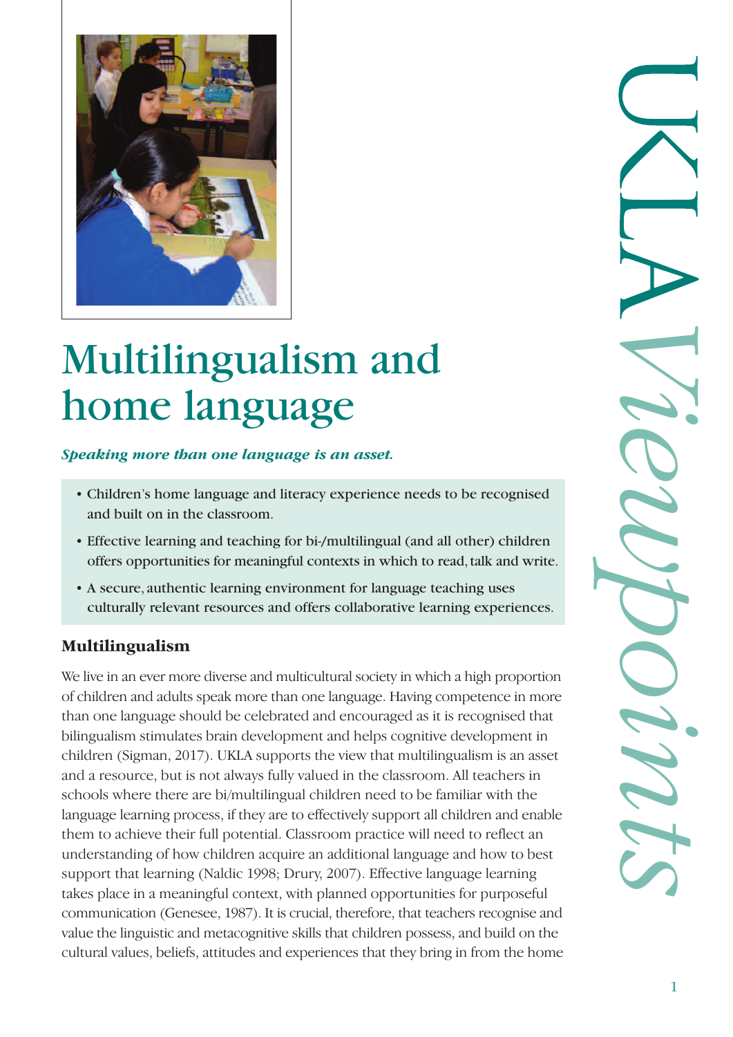# Multilingualism and home language

***Speaking more than one language is an asset.***

- Children's home language and literacy experience needs to be recognised and built on in the classroom.
- Effective learning and teaching for bi-/multilingual (and all other) children offers opportunities for meaningful contexts in which to read, talk and write.
- A secure, authentic learning environment for language teaching uses culturally relevant resources and offers collaborative learning experiences.

### Multilingualism

We live in an ever more diverse and multicultural society in which a high proportion of children and adults speak more than one language. Having competence in more than one language should be celebrated and encouraged as it is recognised that bilingualism stimulates brain development and helps cognitive development in children (Sigman, 2017). UKLA supports the view that multilingualism is an asset and a resource, but is not always fully valued in the classroom. All teachers in schools where there are bi/multilingual children need to be familiar with the language learning process, if they are to effectively support all children and enable them to achieve their full potential. Classroom practice will need to reflect an understanding of how children acquire an additional language and how to best support that learning (Naldic 1998; Drury, 2007). Effective language learning takes place in a meaningful context, with planned opportunities for purposeful communication (Genesee, 1987). It is crucial, therefore, that teachers recognise and value the linguistic and metacognitive skills that children possess, and build on the cultural values, beliefs, attitudes and experiences that they bring in from the home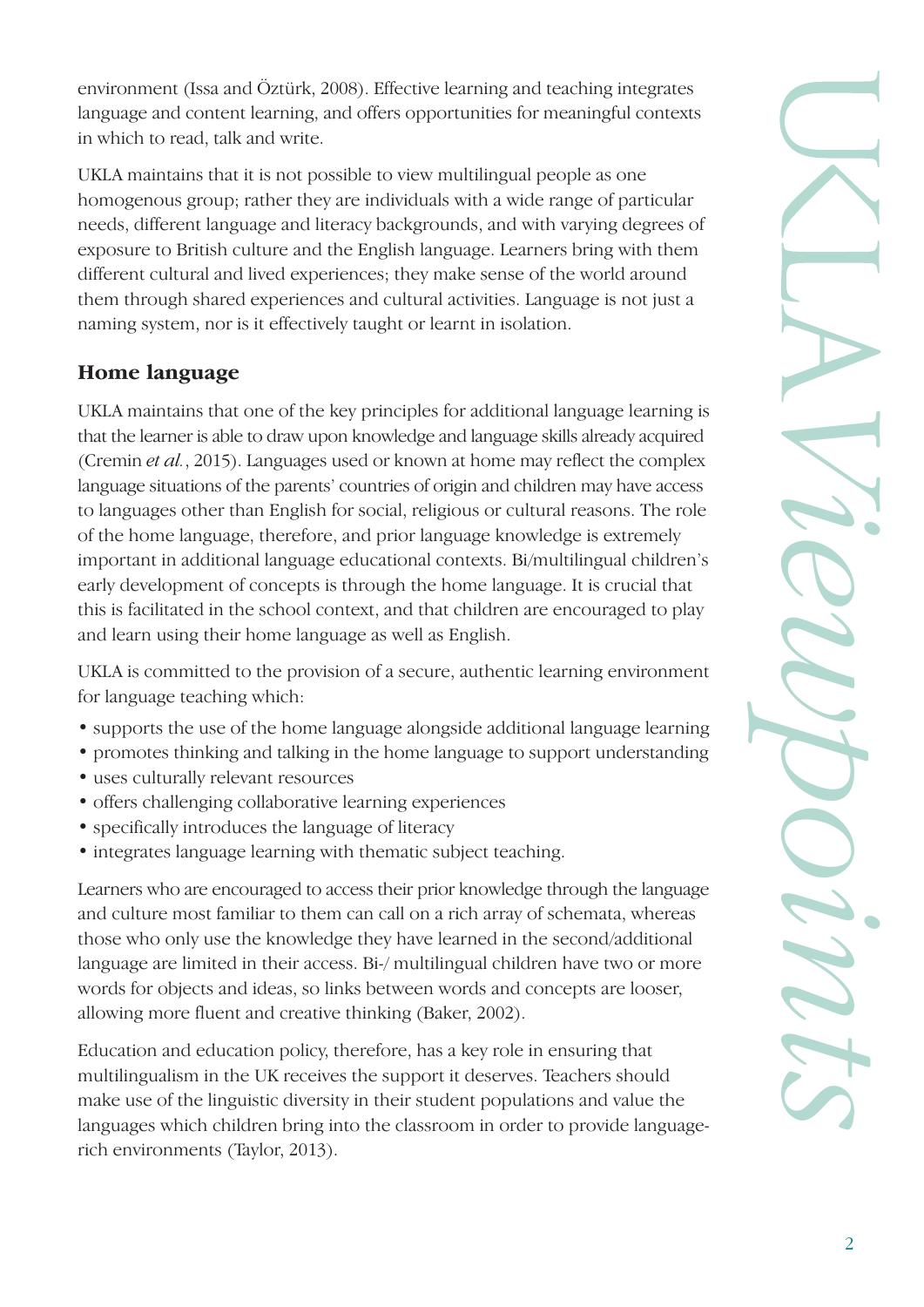environment (Issa and Öztürk, 2008). Effective learning and teaching integrates language and content learning, and offers opportunities for meaningful contexts in which to read, talk and write.

UKLA maintains that it is not possible to view multilingual people as one homogenous group; rather they are individuals with a wide range of particular needs, different language and literacy backgrounds, and with varying degrees of exposure to British culture and the English language. Learners bring with them different cultural and lived experiences; they make sense of the world around them through shared experiences and cultural activities. Language is not just a naming system, nor is it effectively taught or learnt in isolation.

## Home language

UKLA maintains that one of the key principles for additional language learning is that the learner is able to draw upon knowledge and language skills already acquired (Cremin *et al.*, 2015). Languages used or known at home may reflect the complex language situations of the parents' countries of origin and children may have access to languages other than English for social, religious or cultural reasons. The role of the home language, therefore, and prior language knowledge is extremely important in additional language educational contexts. Bi/multilingual children's early development of concepts is through the home language. It is crucial that this is facilitated in the school context, and that children are encouraged to play and learn using their home language as well as English.

UKLA is committed to the provision of a secure, authentic learning environment for language teaching which:

- supports the use of the home language alongside additional language learning
- promotes thinking and talking in the home language to support understanding
- uses culturally relevant resources
- offers challenging collaborative learning experiences
- specifically introduces the language of literacy
- integrates language learning with thematic subject teaching.

Learners who are encouraged to access their prior knowledge through the language and culture most familiar to them can call on a rich array of schemata, whereas those who only use the knowledge they have learned in the second/additional language are limited in their access. Bi-/ multilingual children have two or more words for objects and ideas, so links between words and concepts are looser, allowing more fluent and creative thinking (Baker, 2002).

Education and education policy, therefore, has a key role in ensuring that multilingualism in the UK receives the support it deserves. Teachers should make use of the linguistic diversity in their student populations and value the languages which children bring into the classroom in order to provide language-rich environments (Taylor, 2013).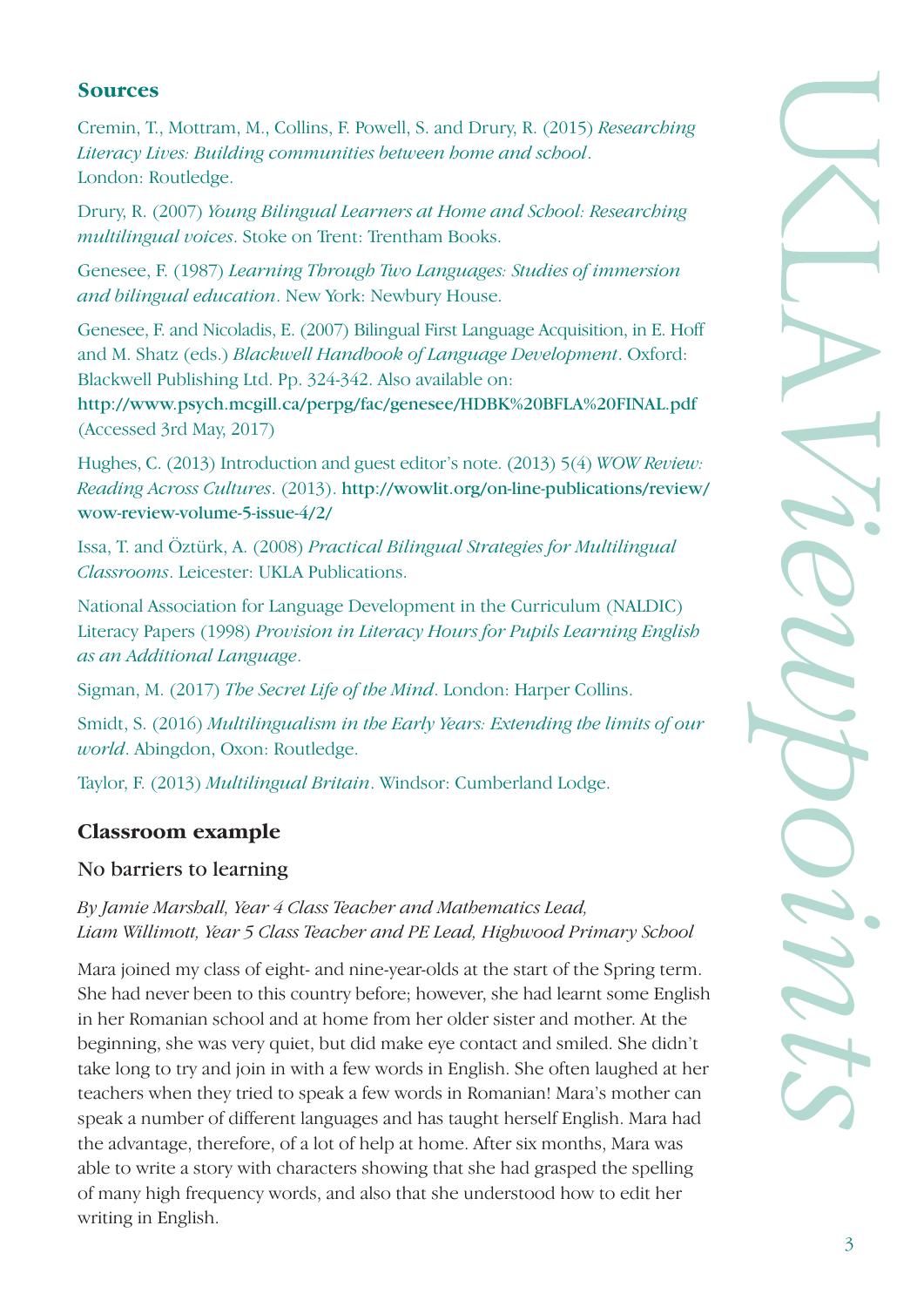## Sources

Cremin, T., Mottram, M., Collins, F. Powell, S. and Drury, R. (2015) *Researching Literacy Lives: Building communities between home and school*. London: Routledge.

Drury, R. (2007) *Young Bilingual Learners at Home and School: Researching multilingual voices*. Stoke on Trent: Trentham Books.

Genesee, F. (1987) *Learning Through Two Languages: Studies of immersion and bilingual education*. New York: Newbury House.

Genesee, F. and Nicoladis, E. (2007) Bilingual First Language Acquisition, in E. Hoff and M. Shatz (eds.) *Blackwell Handbook of Language Development*. Oxford: Blackwell Publishing Ltd. Pp. 324-342. Also available on: **http://www.psych.mcgill.ca/perpg/fac/genesee/HDBK%20BFLA%20FINAL.pdf** (Accessed 3rd May, 2017)

Hughes, C. (2013) Introduction and guest editor's note. (2013) 5(4) *WOW Review: Reading Across Cultures*. (2013). **http://wowlit.org/on-line-publications/review/wow-review-volume-5-issue-4/2/**

Issa, T. and Öztürk, A. (2008) *Practical Bilingual Strategies for Multilingual Classrooms*. Leicester: UKLA Publications.

National Association for Language Development in the Curriculum (NALDIC) Literacy Papers (1998) *Provision in Literacy Hours for Pupils Learning English as an Additional Language*.

Sigman, M. (2017) *The Secret Life of the Mind*. London: Harper Collins.

Smidt, S. (2016) *Multilingualism in the Early Years: Extending the limits of our world*. Abingdon, Oxon: Routledge.

Taylor, F. (2013) *Multilingual Britain*. Windsor: Cumberland Lodge.

## Classroom example

### No barriers to learning

*By Jamie Marshall, Year 4 Class Teacher and Mathematics Lead, Liam Willimott, Year 5 Class Teacher and PE Lead, Highwood Primary School*

Mara joined my class of eight- and nine-year-olds at the start of the Spring term. She had never been to this country before; however, she had learnt some English in her Romanian school and at home from her older sister and mother. At the beginning, she was very quiet, but did make eye contact and smiled. She didn't take long to try and join in with a few words in English. She often laughed at her teachers when they tried to speak a few words in Romanian! Mara's mother can speak a number of different languages and has taught herself English. Mara had the advantage, therefore, of a lot of help at home. After six months, Mara was able to write a story with characters showing that she had grasped the spelling of many high frequency words, and also that she understood how to edit her writing in English.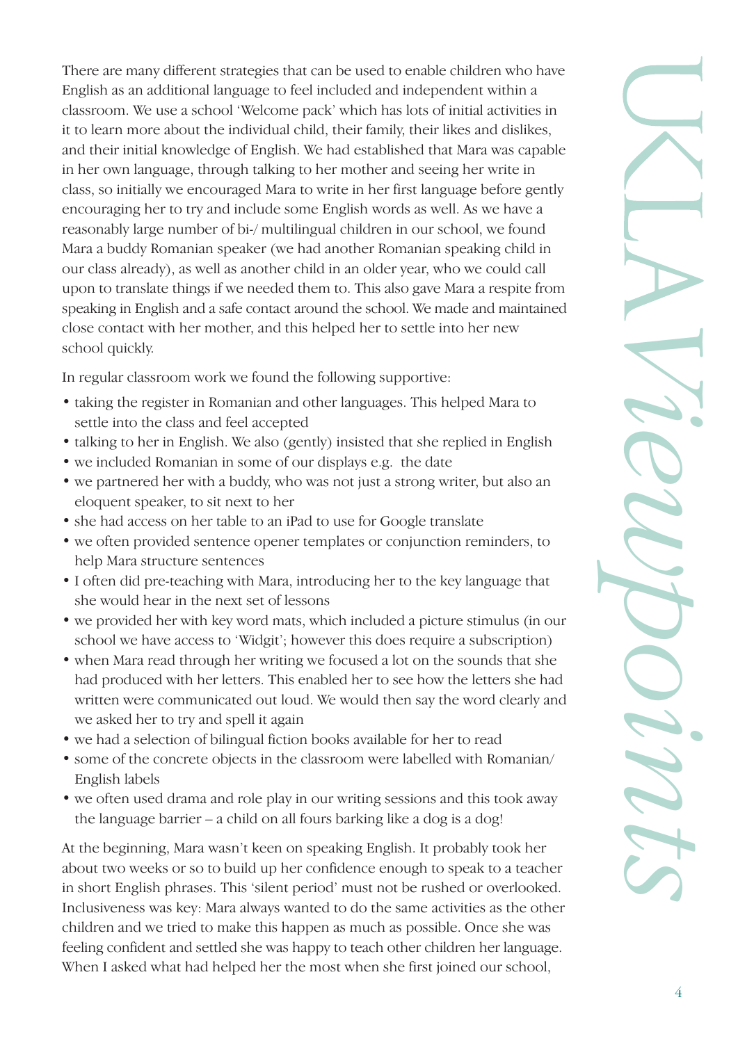There are many different strategies that can be used to enable children who have English as an additional language to feel included and independent within a classroom. We use a school 'Welcome pack' which has lots of initial activities in it to learn more about the individual child, their family, their likes and dislikes, and their initial knowledge of English. We had established that Mara was capable in her own language, through talking to her mother and seeing her write in class, so initially we encouraged Mara to write in her first language before gently encouraging her to try and include some English words as well. As we have a reasonably large number of bi-/ multilingual children in our school, we found Mara a buddy Romanian speaker (we had another Romanian speaking child in our class already), as well as another child in an older year, who we could call upon to translate things if we needed them to. This also gave Mara a respite from speaking in English and a safe contact around the school. We made and maintained close contact with her mother, and this helped her to settle into her new school quickly.

In regular classroom work we found the following supportive:

- taking the register in Romanian and other languages. This helped Mara to settle into the class and feel accepted
- talking to her in English. We also (gently) insisted that she replied in English
- we included Romanian in some of our displays e.g. the date
- we partnered her with a buddy, who was not just a strong writer, but also an eloquent speaker, to sit next to her
- she had access on her table to an iPad to use for Google translate
- we often provided sentence opener templates or conjunction reminders, to help Mara structure sentences
- I often did pre-teaching with Mara, introducing her to the key language that she would hear in the next set of lessons
- we provided her with key word mats, which included a picture stimulus (in our school we have access to 'Widgit'; however this does require a subscription)
- when Mara read through her writing we focused a lot on the sounds that she had produced with her letters. This enabled her to see how the letters she had written were communicated out loud. We would then say the word clearly and we asked her to try and spell it again
- we had a selection of bilingual fiction books available for her to read
- some of the concrete objects in the classroom were labelled with Romanian/ English labels
- we often used drama and role play in our writing sessions and this took away the language barrier – a child on all fours barking like a dog is a dog!

At the beginning, Mara wasn't keen on speaking English. It probably took her about two weeks or so to build up her confidence enough to speak to a teacher in short English phrases. This 'silent period' must not be rushed or overlooked. Inclusiveness was key: Mara always wanted to do the same activities as the other children and we tried to make this happen as much as possible. Once she was feeling confident and settled she was happy to teach other children her language. When I asked what had helped her the most when she first joined our school,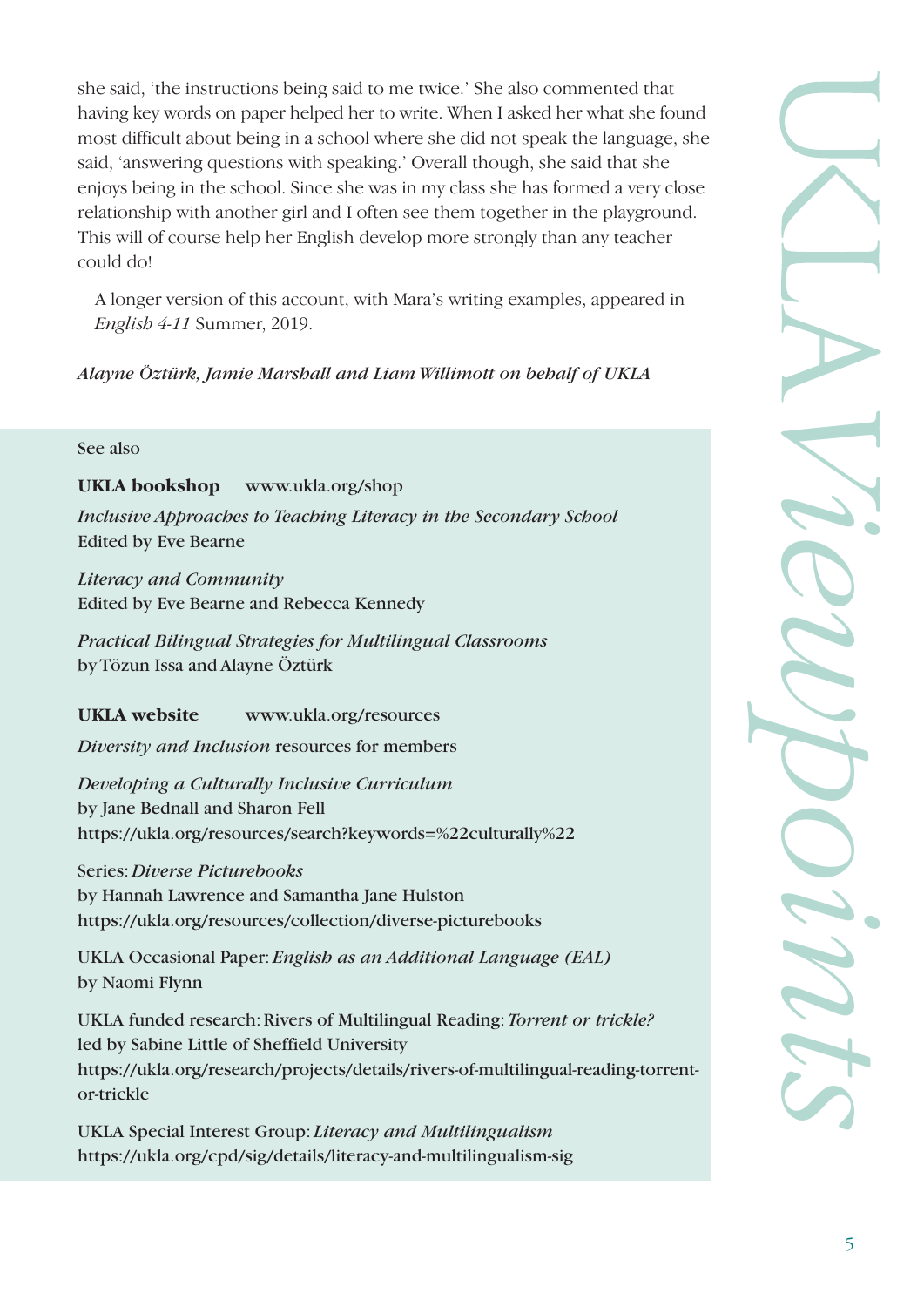she said, 'the instructions being said to me twice.' She also commented that having key words on paper helped her to write. When I asked her what she found most difficult about being in a school where she did not speak the language, she said, 'answering questions with speaking.' Overall though, she said that she enjoys being in the school. Since she was in my class she has formed a very close relationship with another girl and I often see them together in the playground. This will of course help her English develop more strongly than any teacher could do!

A longer version of this account, with Mara's writing examples, appeared in *English 4-11* Summer, 2019.

*Alayne Öztürk, Jamie Marshall and Liam Willimott on behalf of UKLA*

See also

**UKLA bookshop** www.ukla.org/shop

*Inclusive Approaches to Teaching Literacy in the Secondary School*
Edited by Eve Bearne

*Literacy and Community*
Edited by Eve Bearne and Rebecca Kennedy

*Practical Bilingual Strategies for Multilingual Classrooms*
by Tözun Issa and Alayne Öztürk

**UKLA website** www.ukla.org/resources

*Diversity and Inclusion* resources for members

*Developing a Culturally Inclusive Curriculum*
by Jane Bednall and Sharon Fell
https://ukla.org/resources/search?keywords=%22culturally%22

Series: *Diverse Picturebooks*
by Hannah Lawrence and Samantha Jane Hulston
https://ukla.org/resources/collection/diverse-picturebooks

UKLA Occasional Paper: *English as an Additional Language (EAL)*
by Naomi Flynn

UKLA funded research: Rivers of Multilingual Reading: *Torrent or trickle?*
led by Sabine Little of Sheffield University
https://ukla.org/research/projects/details/rivers-of-multilingual-reading-torrent-or-trickle

UKLA Special Interest Group: *Literacy and Multilingualism*
https://ukla.org/cpd/sig/details/literacy-and-multilingualism-sig